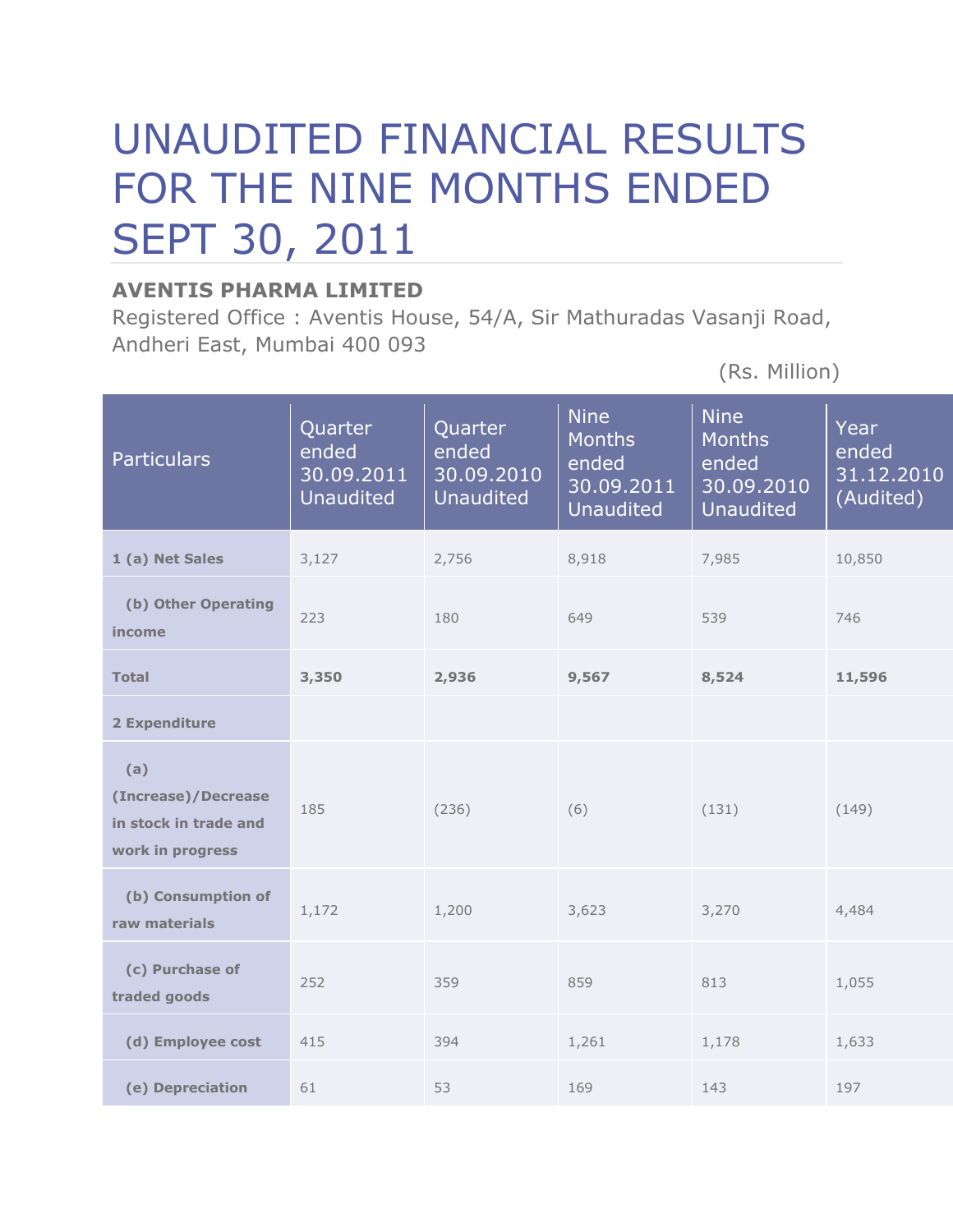# UNAUDITED FINANCIAL RESULTS FOR THE NINE MONTHS ENDED SEPT 30, 2011

**AVENTIS PHARMA LIMITED**

Registered Office : Aventis House, 54/A, Sir Mathuradas Vasanji Road, Andheri East, Mumbai 400 093

(Rs. Million)

| Particulars | Quarter ended 30.09.2011 Unaudited | Quarter ended 30.09.2010 Unaudited | Nine Months ended 30.09.2011 Unaudited | Nine Months ended 30.09.2010 Unaudited | Year ended 31.12.2010 (Audited) |
|---|---|---|---|---|---|
| **1 (a) Net Sales** | 3,127 | 2,756 | 8,918 | 7,985 | 10,850 |
| **(b) Other Operating income** | 223 | 180 | 649 | 539 | 746 |
| **Total** | **3,350** | **2,936** | **9,567** | **8,524** | **11,596** |
| **2 Expenditure** | | | | | |
| **(a) (Increase)/Decrease in stock in trade and work in progress** | 185 | (236) | (6) | (131) | (149) |
| **(b) Consumption of raw materials** | 1,172 | 1,200 | 3,623 | 3,270 | 4,484 |
| **(c) Purchase of traded goods** | 252 | 359 | 859 | 813 | 1,055 |
| **(d) Employee cost** | 415 | 394 | 1,261 | 1,178 | 1,633 |
| **(e) Depreciation** | 61 | 53 | 169 | 143 | 197 |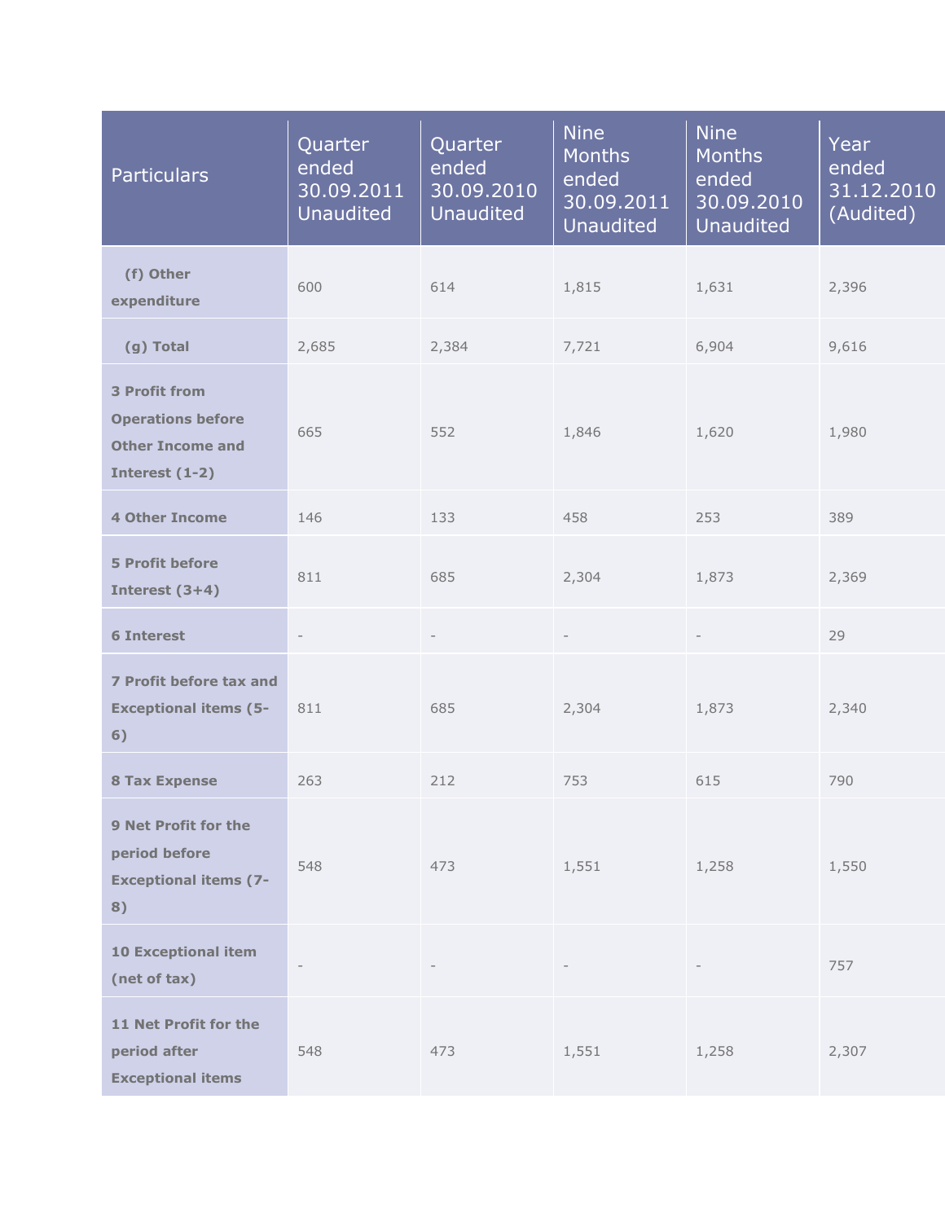| Particulars | Quarter ended 30.09.2011 Unaudited | Quarter ended 30.09.2010 Unaudited | Nine Months ended 30.09.2011 Unaudited | Nine Months ended 30.09.2010 Unaudited | Year ended 31.12.2010 (Audited) |
|---|---|---|---|---|---|
| **(f) Other expenditure** | 600 | 614 | 1,815 | 1,631 | 2,396 |
| **(g) Total** | 2,685 | 2,384 | 7,721 | 6,904 | 9,616 |
| **3 Profit from Operations before Other Income and Interest (1-2)** | 665 | 552 | 1,846 | 1,620 | 1,980 |
| **4 Other Income** | 146 | 133 | 458 | 253 | 389 |
| **5 Profit before Interest (3+4)** | 811 | 685 | 2,304 | 1,873 | 2,369 |
| **6 Interest** | - | - | - | - | 29 |
| **7 Profit before tax and Exceptional items (5-6)** | 811 | 685 | 2,304 | 1,873 | 2,340 |
| **8 Tax Expense** | 263 | 212 | 753 | 615 | 790 |
| **9 Net Profit for the period before Exceptional items (7-8)** | 548 | 473 | 1,551 | 1,258 | 1,550 |
| **10 Exceptional item (net of tax)** | - | - | - | - | 757 |
| **11 Net Profit for the period after Exceptional items** | 548 | 473 | 1,551 | 1,258 | 2,307 |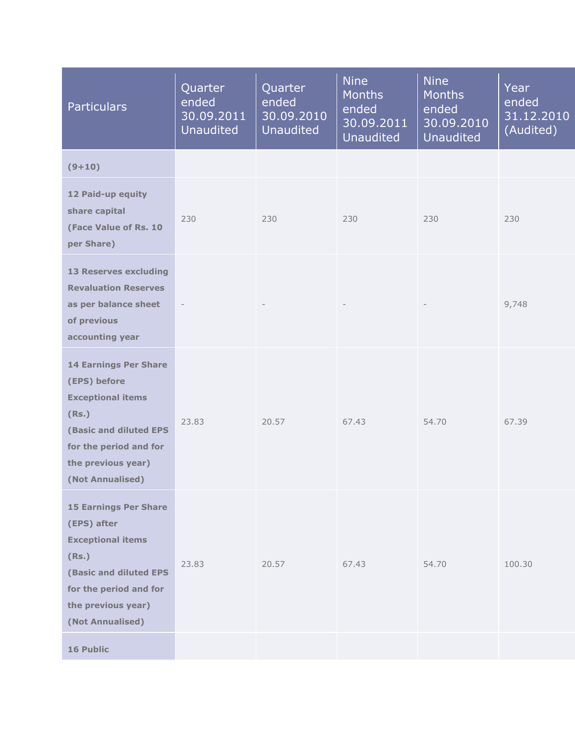| Particulars | Quarter ended 30.09.2011 Unaudited | Quarter ended 30.09.2010 Unaudited | Nine Months ended 30.09.2011 Unaudited | Nine Months ended 30.09.2010 Unaudited | Year ended 31.12.2010 (Audited) |
|---|---|---|---|---|---|
| **(9+10)** | | | | | |
| **12 Paid-up equity share capital (Face Value of Rs. 10 per Share)** | 230 | 230 | 230 | 230 | 230 |
| **13 Reserves excluding Revaluation Reserves as per balance sheet of previous accounting year** | - | - | - | - | 9,748 |
| **14 Earnings Per Share (EPS) before Exceptional items (Rs.) (Basic and diluted EPS for the period and for the previous year) (Not Annualised)** | 23.83 | 20.57 | 67.43 | 54.70 | 67.39 |
| **15 Earnings Per Share (EPS) after Exceptional items (Rs.) (Basic and diluted EPS for the period and for the previous year) (Not Annualised)** | 23.83 | 20.57 | 67.43 | 54.70 | 100.30 |
| **16 Public** | | | | | |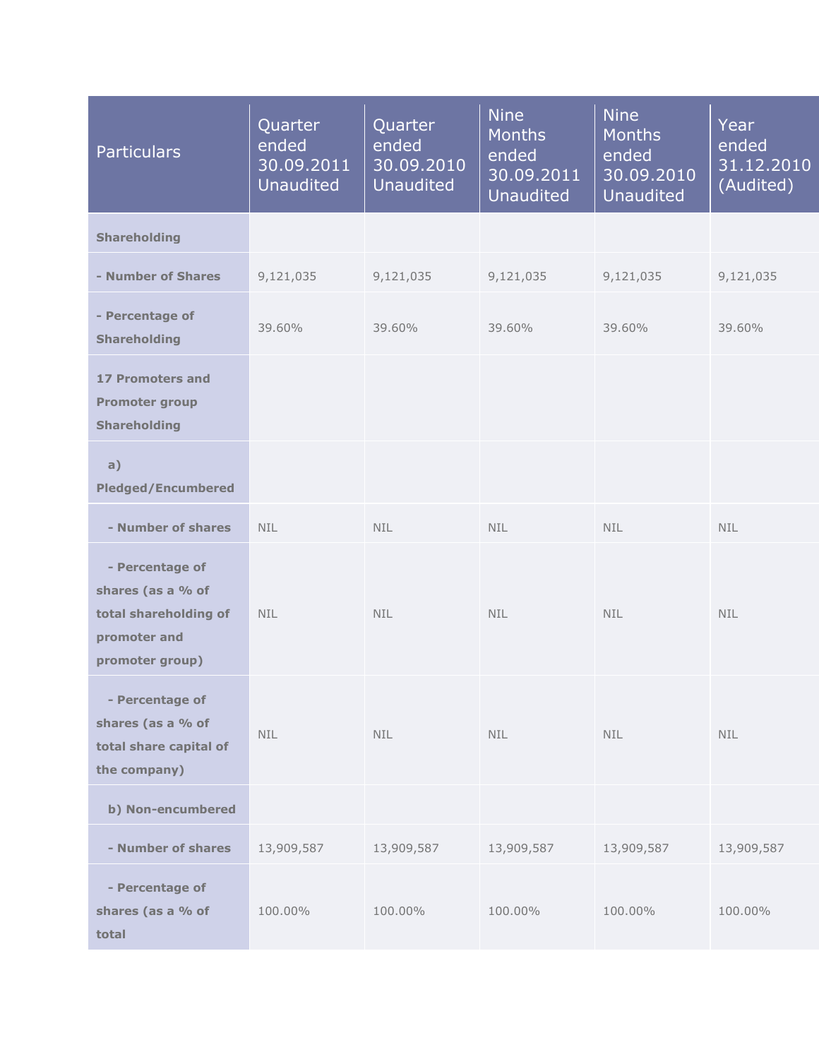| Particulars | Quarter ended 30.09.2011 Unaudited | Quarter ended 30.09.2010 Unaudited | Nine Months ended 30.09.2011 Unaudited | Nine Months ended 30.09.2010 Unaudited | Year ended 31.12.2010 (Audited) |
|---|---|---|---|---|---|
| **Shareholding** | | | | | |
| **- Number of Shares** | 9,121,035 | 9,121,035 | 9,121,035 | 9,121,035 | 9,121,035 |
| **- Percentage of Shareholding** | 39.60% | 39.60% | 39.60% | 39.60% | 39.60% |
| **17 Promoters and Promoter group Shareholding** | | | | | |
| **a) Pledged/Encumbered** | | | | | |
| **- Number of shares** | NIL | NIL | NIL | NIL | NIL |
| **- Percentage of shares (as a % of total shareholding of promoter and promoter group)** | NIL | NIL | NIL | NIL | NIL |
| **- Percentage of shares (as a % of total share capital of the company)** | NIL | NIL | NIL | NIL | NIL |
| **b) Non-encumbered** | | | | | |
| **- Number of shares** | 13,909,587 | 13,909,587 | 13,909,587 | 13,909,587 | 13,909,587 |
| **- Percentage of shares (as a % of total** | 100.00% | 100.00% | 100.00% | 100.00% | 100.00% |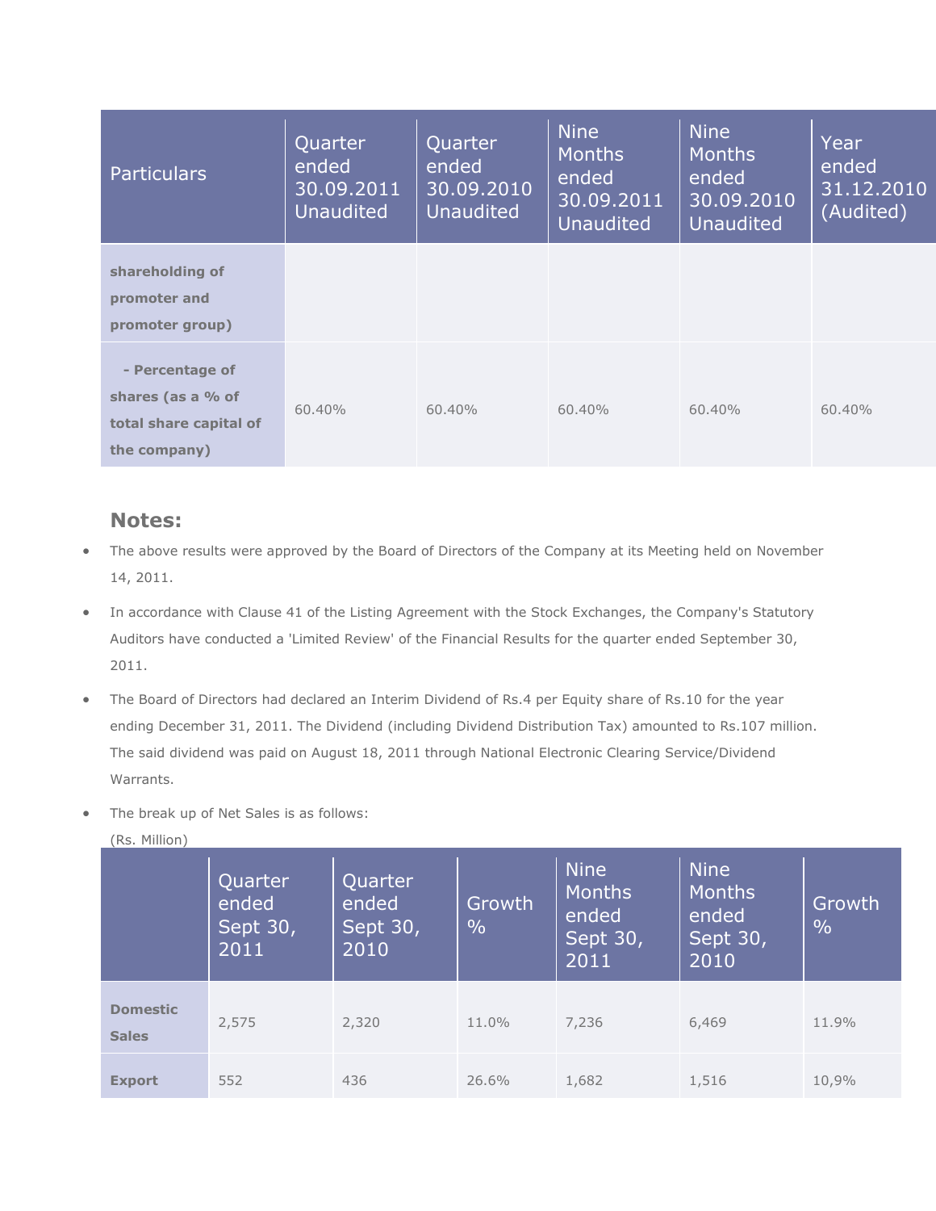| Particulars | Quarter ended 30.09.2011 Unaudited | Quarter ended 30.09.2010 Unaudited | Nine Months ended 30.09.2011 Unaudited | Nine Months ended 30.09.2010 Unaudited | Year ended 31.12.2010 (Audited) |
|---|---|---|---|---|---|
| **shareholding of promoter and promoter group)** | | | | | |
| **- Percentage of shares (as a % of total share capital of the company)** | 60.40% | 60.40% | 60.40% | 60.40% | 60.40% |

## Notes:

- The above results were approved by the Board of Directors of the Company at its Meeting held on November 14, 2011.
- In accordance with Clause 41 of the Listing Agreement with the Stock Exchanges, the Company's Statutory Auditors have conducted a 'Limited Review' of the Financial Results for the quarter ended September 30, 2011.
- The Board of Directors had declared an Interim Dividend of Rs.4 per Equity share of Rs.10 for the year ending December 31, 2011. The Dividend (including Dividend Distribution Tax) amounted to Rs.107 million. The said dividend was paid on August 18, 2011 through National Electronic Clearing Service/Dividend Warrants.
- The break up of Net Sales is as follows:

(Rs. Million)

| | Quarter ended Sept 30, 2011 | Quarter ended Sept 30, 2010 | Growth % | Nine Months ended Sept 30, 2011 | Nine Months ended Sept 30, 2010 | Growth % |
|---|---|---|---|---|---|---|
| **Domestic Sales** | 2,575 | 2,320 | 11.0% | 7,236 | 6,469 | 11.9% |
| **Export** | 552 | 436 | 26.6% | 1,682 | 1,516 | 10,9% |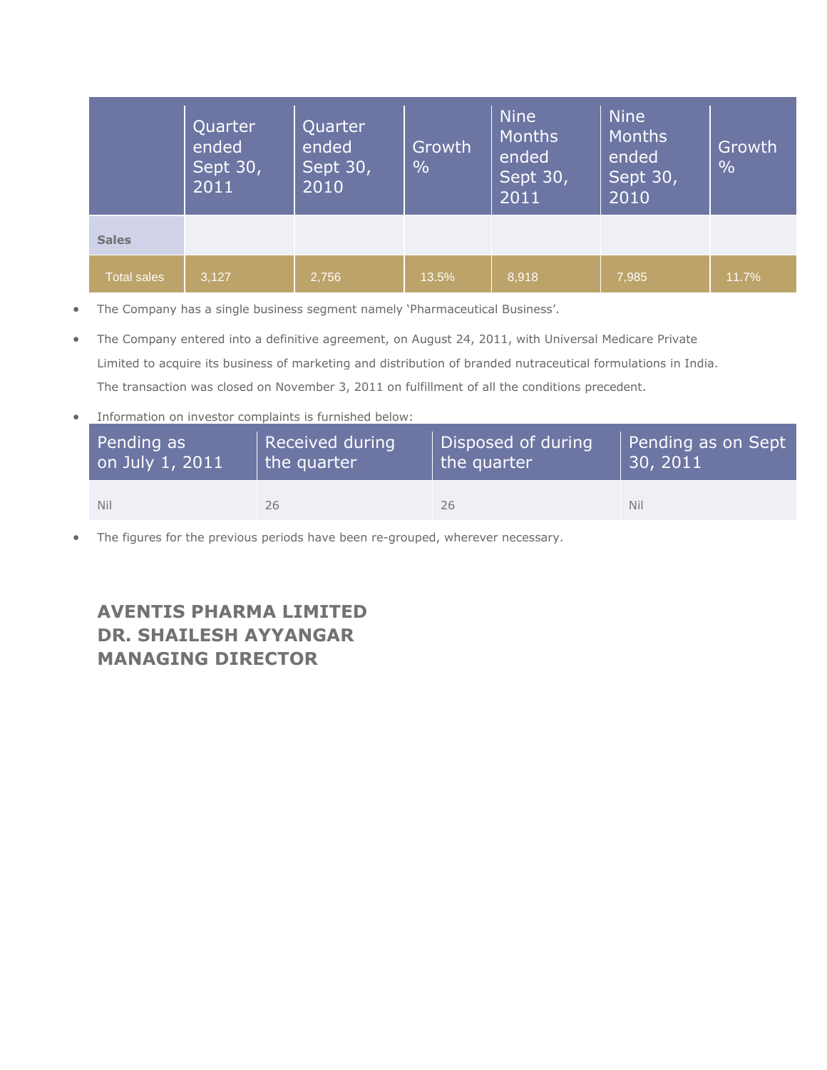| | Quarter ended Sept 30, 2011 | Quarter ended Sept 30, 2010 | Growth % | Nine Months ended Sept 30, 2011 | Nine Months ended Sept 30, 2010 | Growth % |
|---|---|---|---|---|---|---|
| **Sales** | | | | | | |
| Total sales | 3,127 | 2,756 | 13.5% | 8,918 | 7,985 | 11.7% |

- The Company has a single business segment namely 'Pharmaceutical Business'.
- The Company entered into a definitive agreement, on August 24, 2011, with Universal Medicare Private Limited to acquire its business of marketing and distribution of branded nutraceutical formulations in India. The transaction was closed on November 3, 2011 on fulfillment of all the conditions precedent.
- Information on investor complaints is furnished below:

| Pending as on July 1, 2011 | Received during the quarter | Disposed of during the quarter | Pending as on Sept 30, 2011 |
|---|---|---|---|
| Nil | 26 | 26 | Nil |

- The figures for the previous periods have been re-grouped, wherever necessary.

**AVENTIS PHARMA LIMITED**
**DR. SHAILESH AYYANGAR**
**MANAGING DIRECTOR**